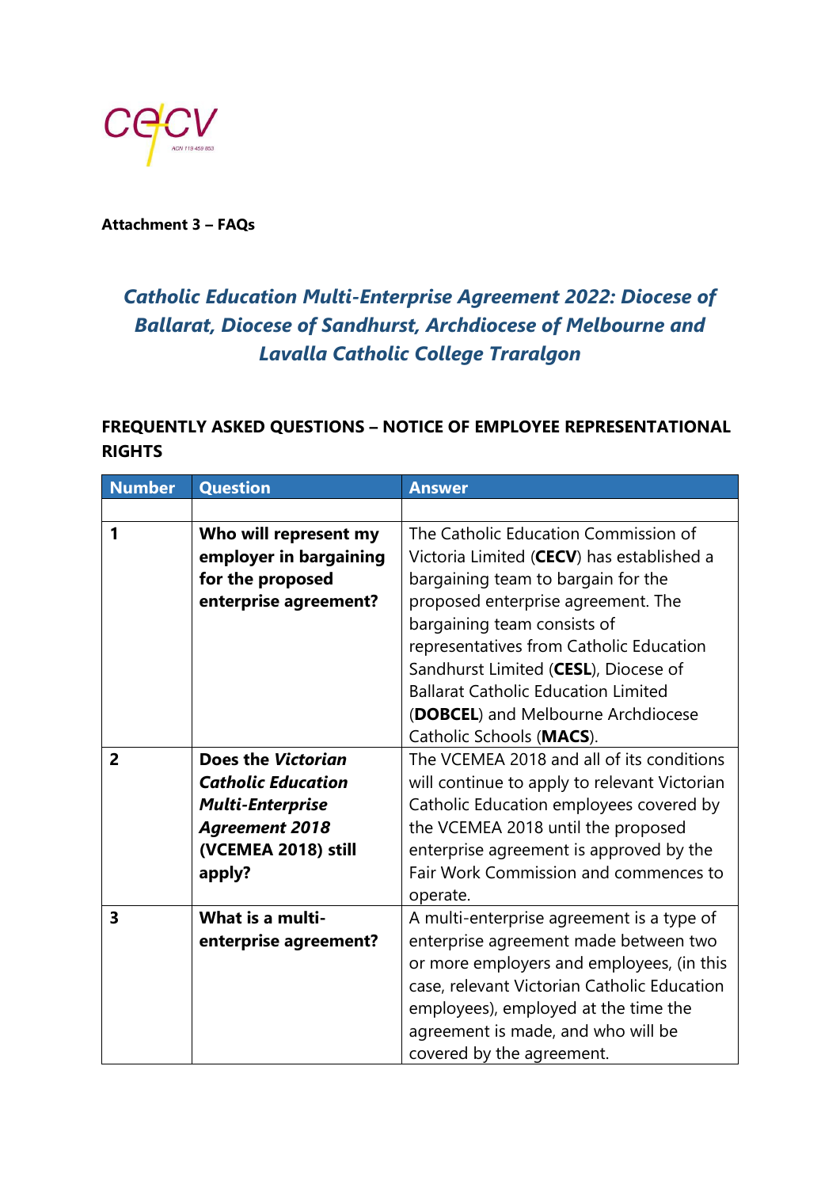**Attachment 3 – FAQs**

## *Catholic Education Multi-Enterprise Agreement 2022: Diocese of Ballarat, Diocese of Sandhurst, Archdiocese of Melbourne and Lavalla Catholic College Traralgon*

### FREQUENTLY ASKED QUESTIONS – NOTICE OF EMPLOYEE REPRESENTATIONAL RIGHTS

| Number | Question | Answer |
|---|---|---|
| | | |
| **1** | **Who will represent my employer in bargaining for the proposed enterprise agreement?** | The Catholic Education Commission of Victoria Limited (**CECV**) has established a bargaining team to bargain for the proposed enterprise agreement. The bargaining team consists of representatives from Catholic Education Sandhurst Limited (**CESL**), Diocese of Ballarat Catholic Education Limited (**DOBCEL**) and Melbourne Archdiocese Catholic Schools (**MACS**). |
| **2** | **Does the *Victorian Catholic Education Multi-Enterprise Agreement 2018* (VCEMEA 2018) still apply?** | The VCEMEA 2018 and all of its conditions will continue to apply to relevant Victorian Catholic Education employees covered by the VCEMEA 2018 until the proposed enterprise agreement is approved by the Fair Work Commission and commences to operate. |
| **3** | **What is a multi-enterprise agreement?** | A multi-enterprise agreement is a type of enterprise agreement made between two or more employers and employees, (in this case, relevant Victorian Catholic Education employees), employed at the time the agreement is made, and who will be covered by the agreement. |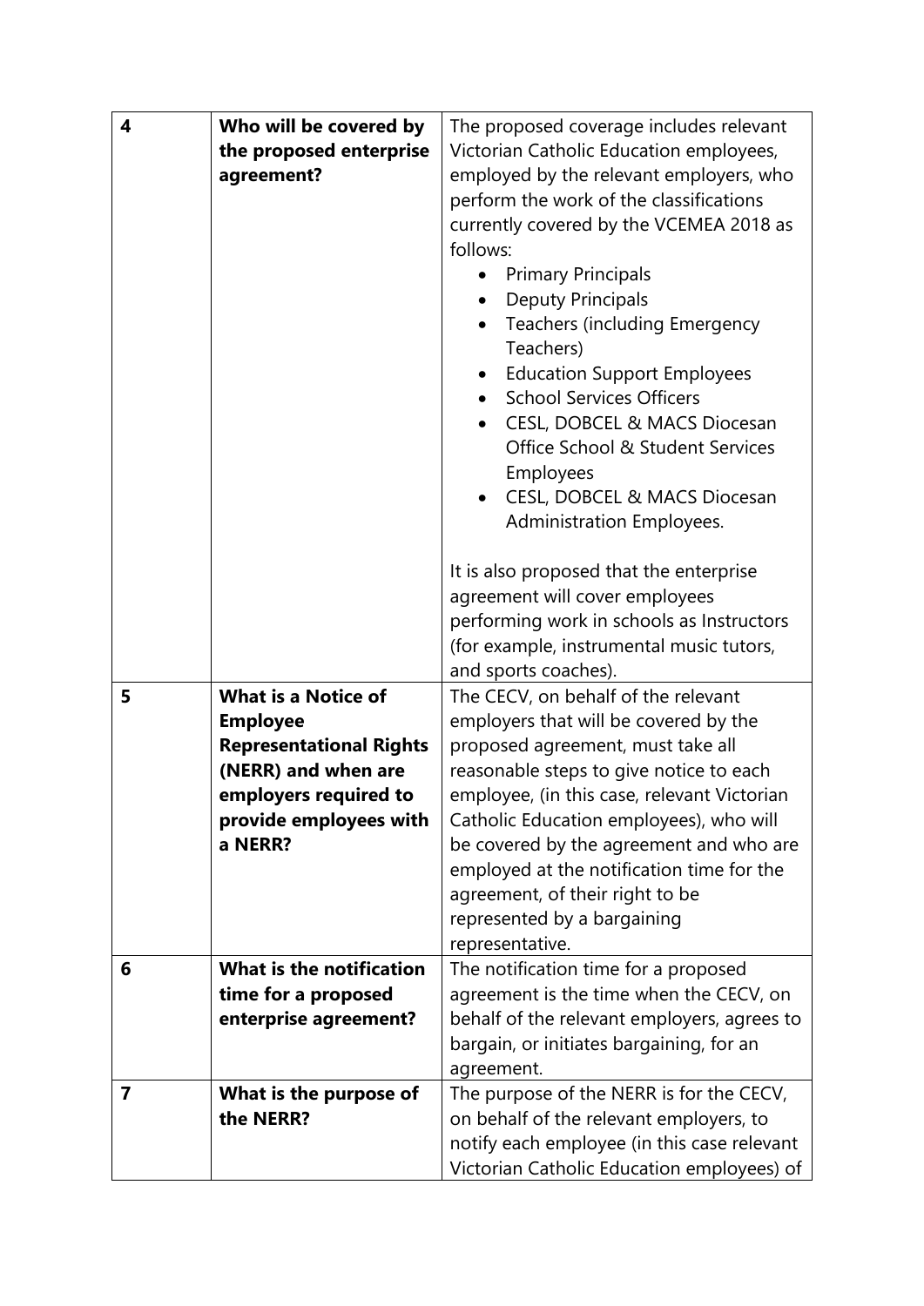| | | |
|---|---|---|
| **4** | **Who will be covered by the proposed enterprise agreement?** | The proposed coverage includes relevant Victorian Catholic Education employees, employed by the relevant employers, who perform the work of the classifications currently covered by the VCEMEA 2018 as follows:<br>• Primary Principals<br>• Deputy Principals<br>• Teachers (including Emergency Teachers)<br>• Education Support Employees<br>• School Services Officers<br>• CESL, DOBCEL & MACS Diocesan Office School & Student Services Employees<br>• CESL, DOBCEL & MACS Diocesan Administration Employees.<br><br>It is also proposed that the enterprise agreement will cover employees performing work in schools as Instructors (for example, instrumental music tutors, and sports coaches). |
| **5** | **What is a Notice of Employee Representational Rights (NERR) and when are employers required to provide employees with a NERR?** | The CECV, on behalf of the relevant employers that will be covered by the proposed agreement, must take all reasonable steps to give notice to each employee, (in this case, relevant Victorian Catholic Education employees), who will be covered by the agreement and who are employed at the notification time for the agreement, of their right to be represented by a bargaining representative. |
| **6** | **What is the notification time for a proposed enterprise agreement?** | The notification time for a proposed agreement is the time when the CECV, on behalf of the relevant employers, agrees to bargain, or initiates bargaining, for an agreement. |
| **7** | **What is the purpose of the NERR?** | The purpose of the NERR is for the CECV, on behalf of the relevant employers, to notify each employee (in this case relevant Victorian Catholic Education employees) of |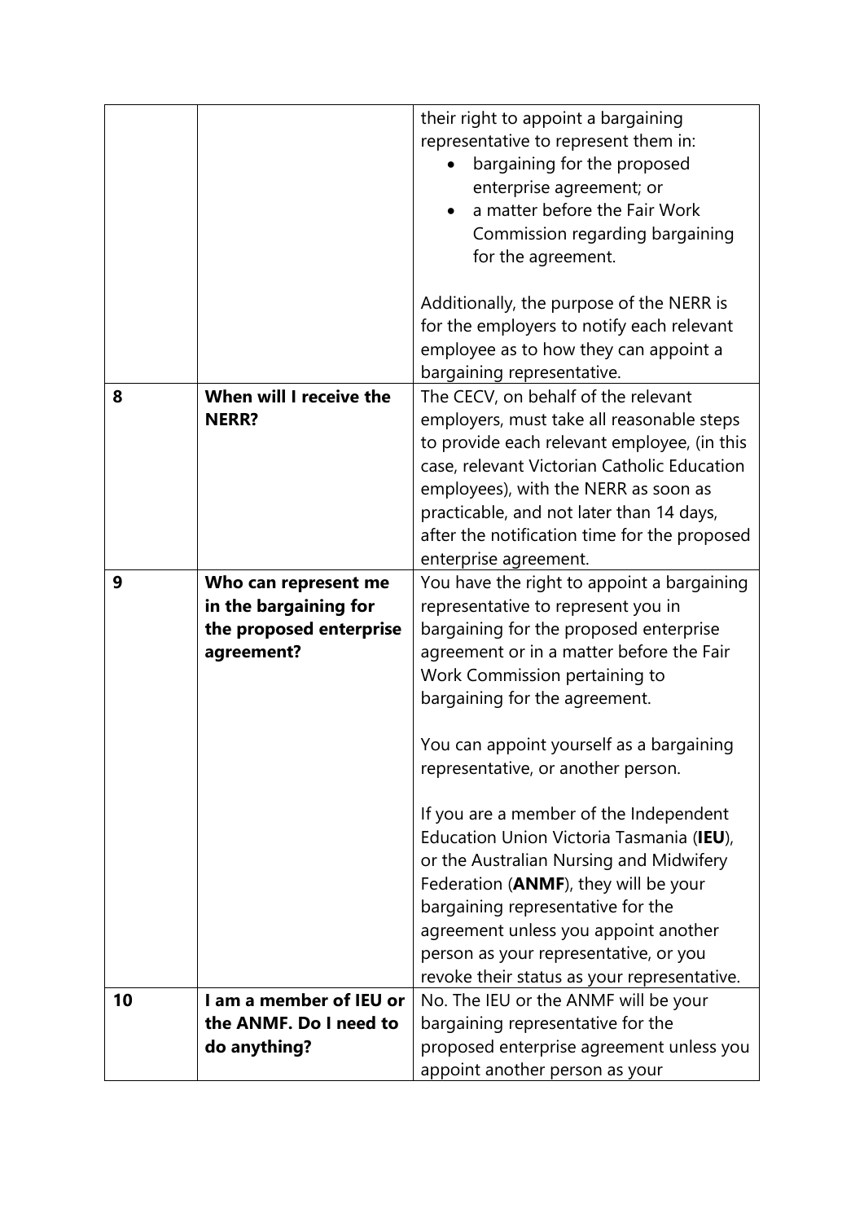| | | |
|---|---|---|
| | | their right to appoint a bargaining representative to represent them in:<br>• bargaining for the proposed enterprise agreement; or<br>• a matter before the Fair Work Commission regarding bargaining for the agreement.<br><br>Additionally, the purpose of the NERR is for the employers to notify each relevant employee as to how they can appoint a bargaining representative. |
| **8** | **When will I receive the NERR?** | The CECV, on behalf of the relevant employers, must take all reasonable steps to provide each relevant employee, (in this case, relevant Victorian Catholic Education employees), with the NERR as soon as practicable, and not later than 14 days, after the notification time for the proposed enterprise agreement. |
| **9** | **Who can represent me in the bargaining for the proposed enterprise agreement?** | You have the right to appoint a bargaining representative to represent you in bargaining for the proposed enterprise agreement or in a matter before the Fair Work Commission pertaining to bargaining for the agreement.<br><br>You can appoint yourself as a bargaining representative, or another person.<br><br>If you are a member of the Independent Education Union Victoria Tasmania (**IEU**), or the Australian Nursing and Midwifery Federation (**ANMF**), they will be your bargaining representative for the agreement unless you appoint another person as your representative, or you revoke their status as your representative. |
| **10** | **I am a member of IEU or the ANMF. Do I need to do anything?** | No. The IEU or the ANMF will be your bargaining representative for the proposed enterprise agreement unless you appoint another person as your |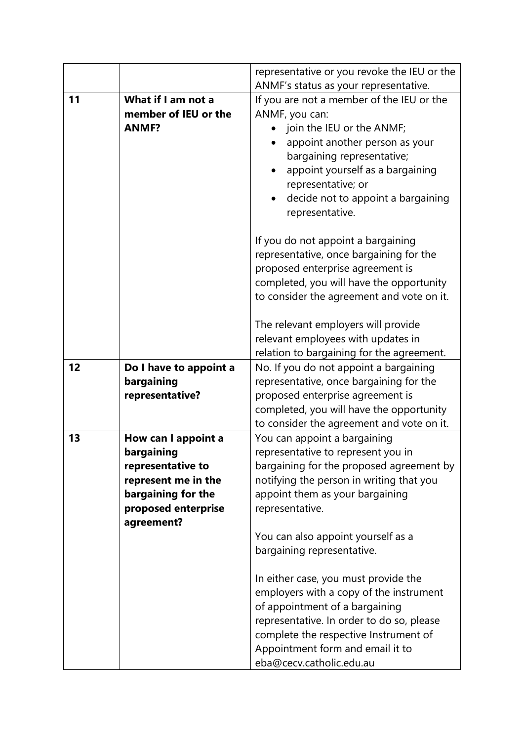| | | |
|---|---|---|
| | | representative or you revoke the IEU or the ANMF's status as your representative. |
| 11 | **What if I am not a member of IEU or the ANMF?** | If you are not a member of the IEU or the ANMF, you can:<br>• join the IEU or the ANMF;<br>• appoint another person as your bargaining representative;<br>• appoint yourself as a bargaining representative; or<br>• decide not to appoint a bargaining representative.<br><br>If you do not appoint a bargaining representative, once bargaining for the proposed enterprise agreement is completed, you will have the opportunity to consider the agreement and vote on it.<br><br>The relevant employers will provide relevant employees with updates in relation to bargaining for the agreement. |
| 12 | **Do I have to appoint a bargaining representative?** | No. If you do not appoint a bargaining representative, once bargaining for the proposed enterprise agreement is completed, you will have the opportunity to consider the agreement and vote on it. |
| 13 | **How can I appoint a bargaining representative to represent me in the bargaining for the proposed enterprise agreement?** | You can appoint a bargaining representative to represent you in bargaining for the proposed agreement by notifying the person in writing that you appoint them as your bargaining representative.<br><br>You can also appoint yourself as a bargaining representative.<br><br>In either case, you must provide the employers with a copy of the instrument of appointment of a bargaining representative. In order to do so, please complete the respective Instrument of Appointment form and email it to eba@cecv.catholic.edu.au |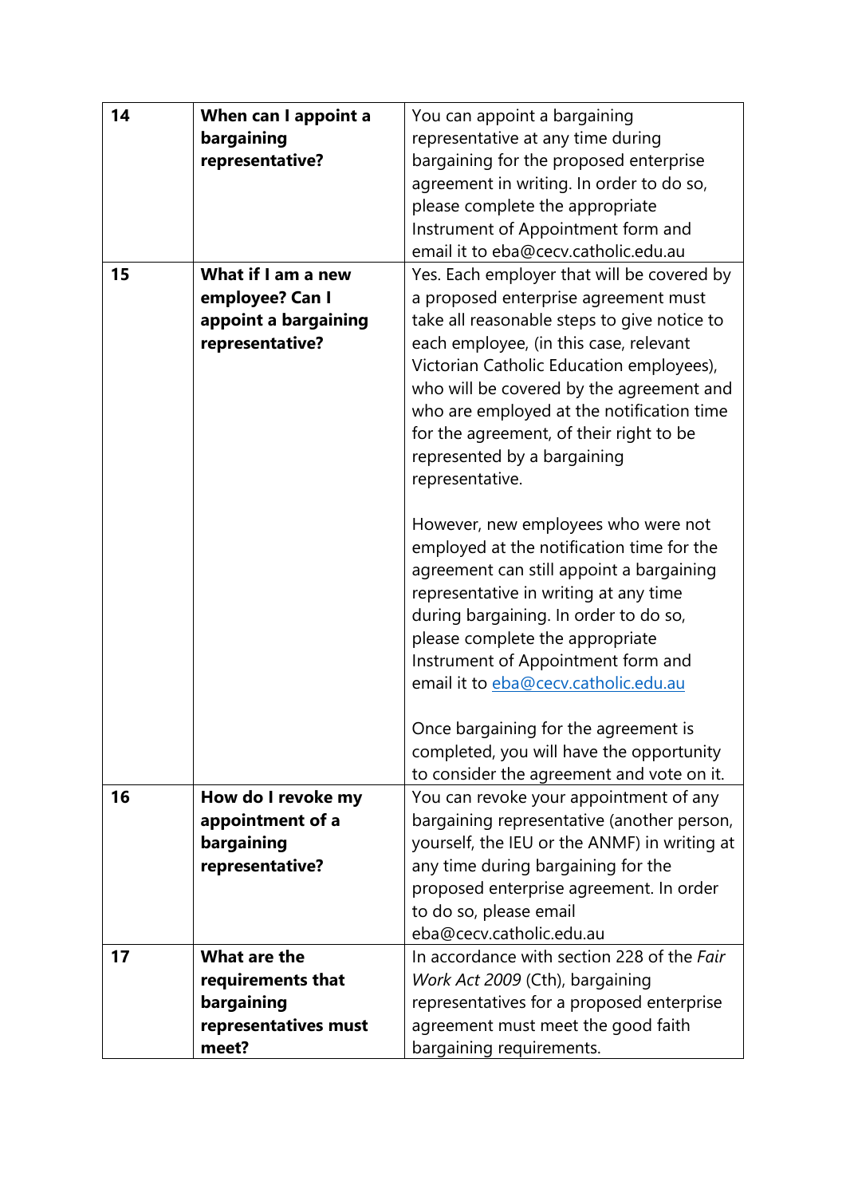| | | |
|---|---|---|
| **14** | **When can I appoint a bargaining representative?** | You can appoint a bargaining representative at any time during bargaining for the proposed enterprise agreement in writing. In order to do so, please complete the appropriate Instrument of Appointment form and email it to eba@cecv.catholic.edu.au |
| **15** | **What if I am a new employee? Can I appoint a bargaining representative?** | Yes. Each employer that will be covered by a proposed enterprise agreement must take all reasonable steps to give notice to each employee, (in this case, relevant Victorian Catholic Education employees), who will be covered by the agreement and who are employed at the notification time for the agreement, of their right to be represented by a bargaining representative.<br><br>However, new employees who were not employed at the notification time for the agreement can still appoint a bargaining representative in writing at any time during bargaining. In order to do so, please complete the appropriate Instrument of Appointment form and email it to eba@cecv.catholic.edu.au<br><br>Once bargaining for the agreement is completed, you will have the opportunity to consider the agreement and vote on it. |
| **16** | **How do I revoke my appointment of a bargaining representative?** | You can revoke your appointment of any bargaining representative (another person, yourself, the IEU or the ANMF) in writing at any time during bargaining for the proposed enterprise agreement. In order to do so, please email eba@cecv.catholic.edu.au |
| **17** | **What are the requirements that bargaining representatives must meet?** | In accordance with section 228 of the *Fair Work Act 2009* (Cth), bargaining representatives for a proposed enterprise agreement must meet the good faith bargaining requirements. |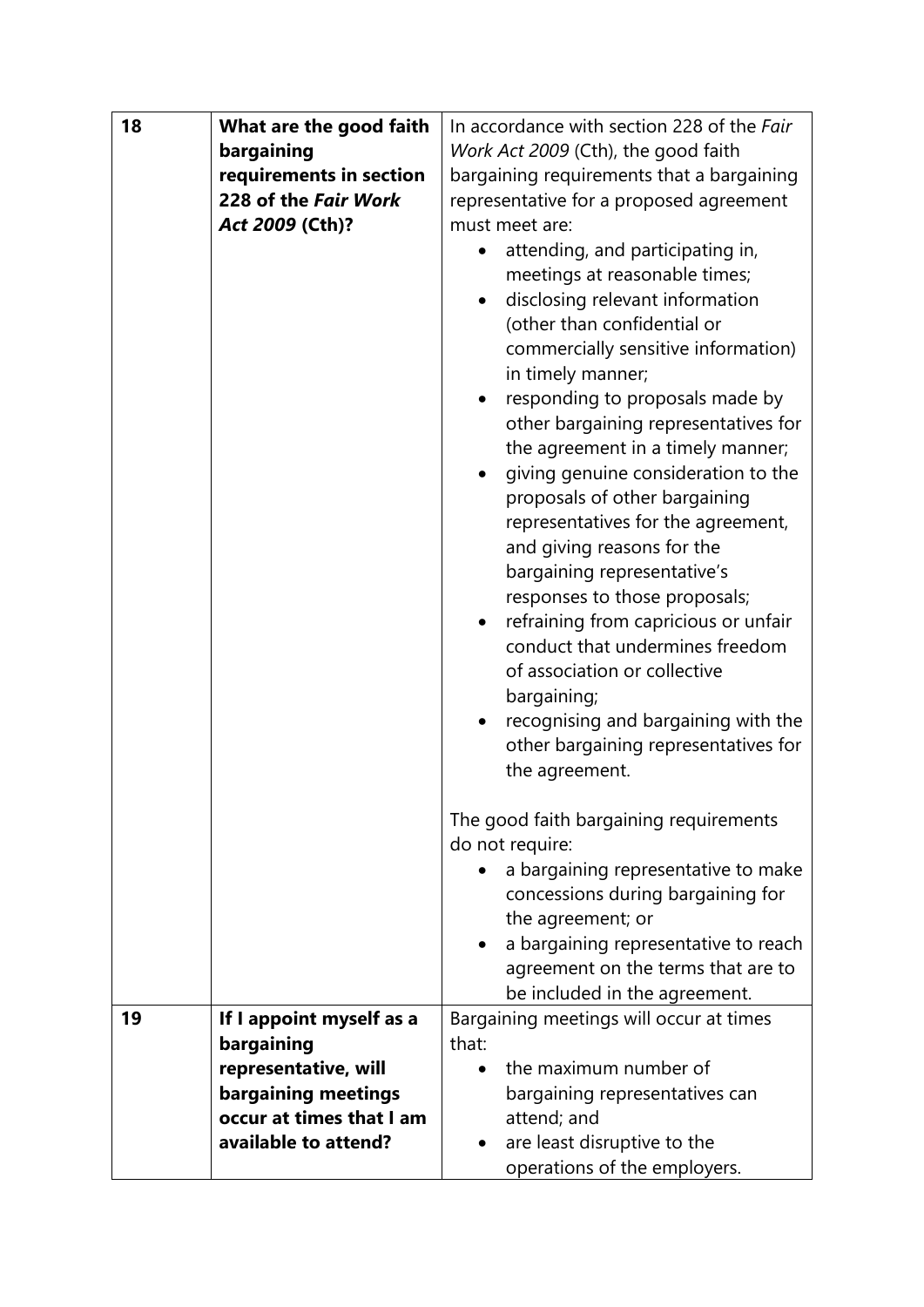| 18 | **What are the good faith bargaining requirements in section 228 of the *Fair Work Act 2009* (Cth)?** | In accordance with section 228 of the *Fair Work Act 2009* (Cth), the good faith bargaining requirements that a bargaining representative for a proposed agreement must meet are:<br>• attending, and participating in, meetings at reasonable times;<br>• disclosing relevant information (other than confidential or commercially sensitive information) in timely manner;<br>• responding to proposals made by other bargaining representatives for the agreement in a timely manner;<br>• giving genuine consideration to the proposals of other bargaining representatives for the agreement, and giving reasons for the bargaining representative's responses to those proposals;<br>• refraining from capricious or unfair conduct that undermines freedom of association or collective bargaining;<br>• recognising and bargaining with the other bargaining representatives for the agreement.<br><br>The good faith bargaining requirements do not require:<br>• a bargaining representative to make concessions during bargaining for the agreement; or<br>• a bargaining representative to reach agreement on the terms that are to be included in the agreement. |
|---|---|---|
| 19 | **If I appoint myself as a bargaining representative, will bargaining meetings occur at times that I am available to attend?** | Bargaining meetings will occur at times that:<br>• the maximum number of bargaining representatives can attend; and<br>• are least disruptive to the operations of the employers. |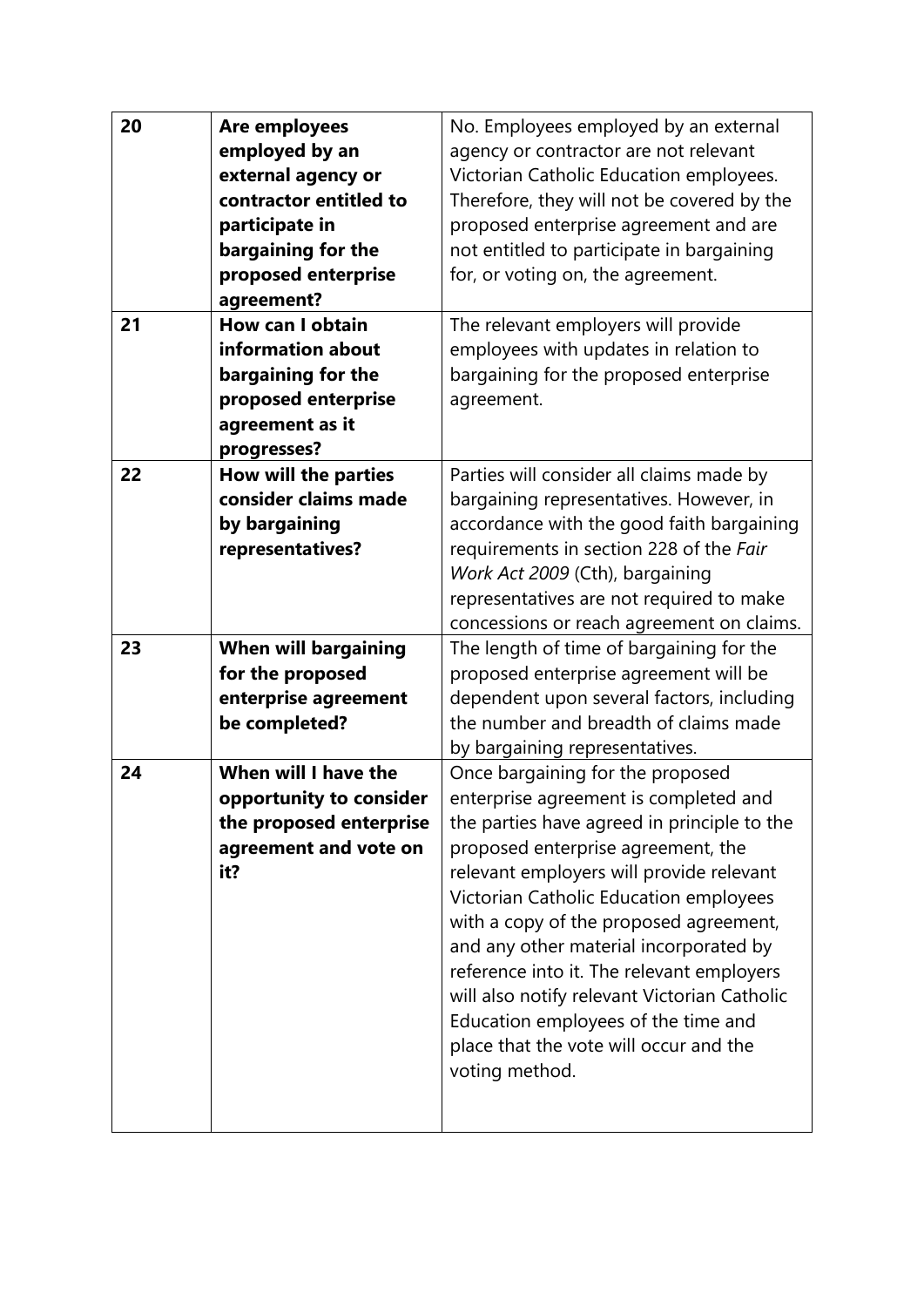| | | |
|---|---|---|
| 20 | **Are employees employed by an external agency or contractor entitled to participate in bargaining for the proposed enterprise agreement?** | No. Employees employed by an external agency or contractor are not relevant Victorian Catholic Education employees. Therefore, they will not be covered by the proposed enterprise agreement and are not entitled to participate in bargaining for, or voting on, the agreement. |
| 21 | **How can I obtain information about bargaining for the proposed enterprise agreement as it progresses?** | The relevant employers will provide employees with updates in relation to bargaining for the proposed enterprise agreement. |
| 22 | **How will the parties consider claims made by bargaining representatives?** | Parties will consider all claims made by bargaining representatives. However, in accordance with the good faith bargaining requirements in section 228 of the *Fair Work Act 2009* (Cth), bargaining representatives are not required to make concessions or reach agreement on claims. |
| 23 | **When will bargaining for the proposed enterprise agreement be completed?** | The length of time of bargaining for the proposed enterprise agreement will be dependent upon several factors, including the number and breadth of claims made by bargaining representatives. |
| 24 | **When will I have the opportunity to consider the proposed enterprise agreement and vote on it?** | Once bargaining for the proposed enterprise agreement is completed and the parties have agreed in principle to the proposed enterprise agreement, the relevant employers will provide relevant Victorian Catholic Education employees with a copy of the proposed agreement, and any other material incorporated by reference into it. The relevant employers will also notify relevant Victorian Catholic Education employees of the time and place that the vote will occur and the voting method. |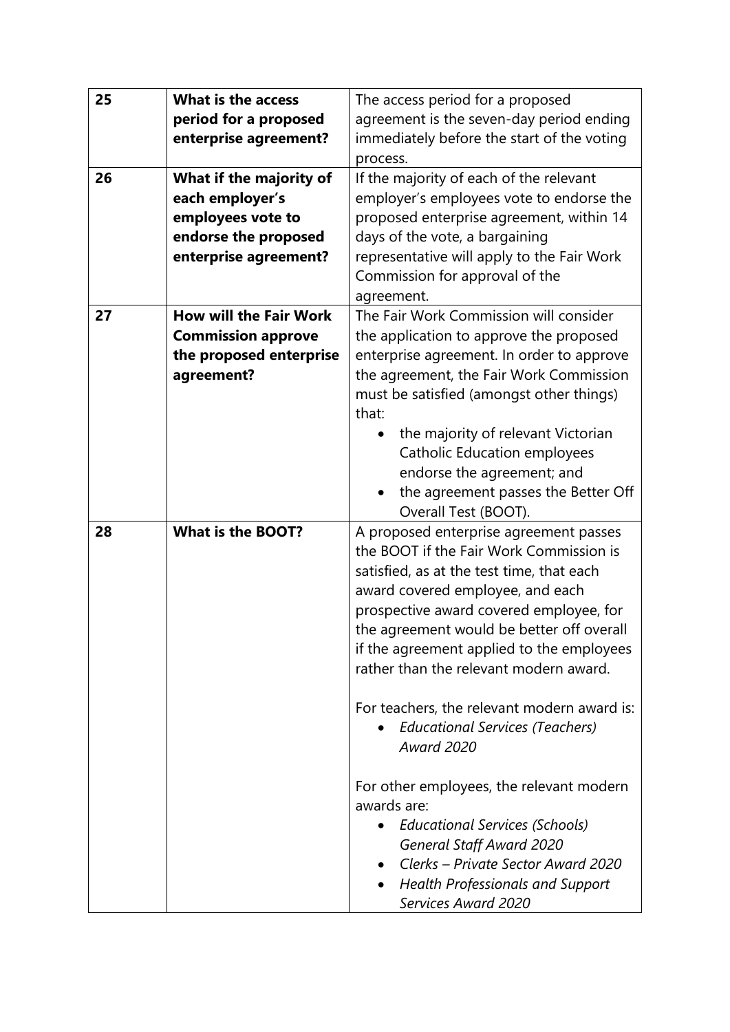| | | |
|---|---|---|
| 25 | **What is the access period for a proposed enterprise agreement?** | The access period for a proposed agreement is the seven-day period ending immediately before the start of the voting process. |
| 26 | **What if the majority of each employer's employees vote to endorse the proposed enterprise agreement?** | If the majority of each of the relevant employer's employees vote to endorse the proposed enterprise agreement, within 14 days of the vote, a bargaining representative will apply to the Fair Work Commission for approval of the agreement. |
| 27 | **How will the Fair Work Commission approve the proposed enterprise agreement?** | The Fair Work Commission will consider the application to approve the proposed enterprise agreement. In order to approve the agreement, the Fair Work Commission must be satisfied (amongst other things) that:<br>• the majority of relevant Victorian Catholic Education employees endorse the agreement; and<br>• the agreement passes the Better Off Overall Test (BOOT). |
| 28 | **What is the BOOT?** | A proposed enterprise agreement passes the BOOT if the Fair Work Commission is satisfied, as at the test time, that each award covered employee, and each prospective award covered employee, for the agreement would be better off overall if the agreement applied to the employees rather than the relevant modern award.<br><br>For teachers, the relevant modern award is:<br>• *Educational Services (Teachers) Award 2020*<br><br>For other employees, the relevant modern awards are:<br>• *Educational Services (Schools) General Staff Award 2020*<br>• *Clerks – Private Sector Award 2020*<br>• *Health Professionals and Support Services Award 2020* |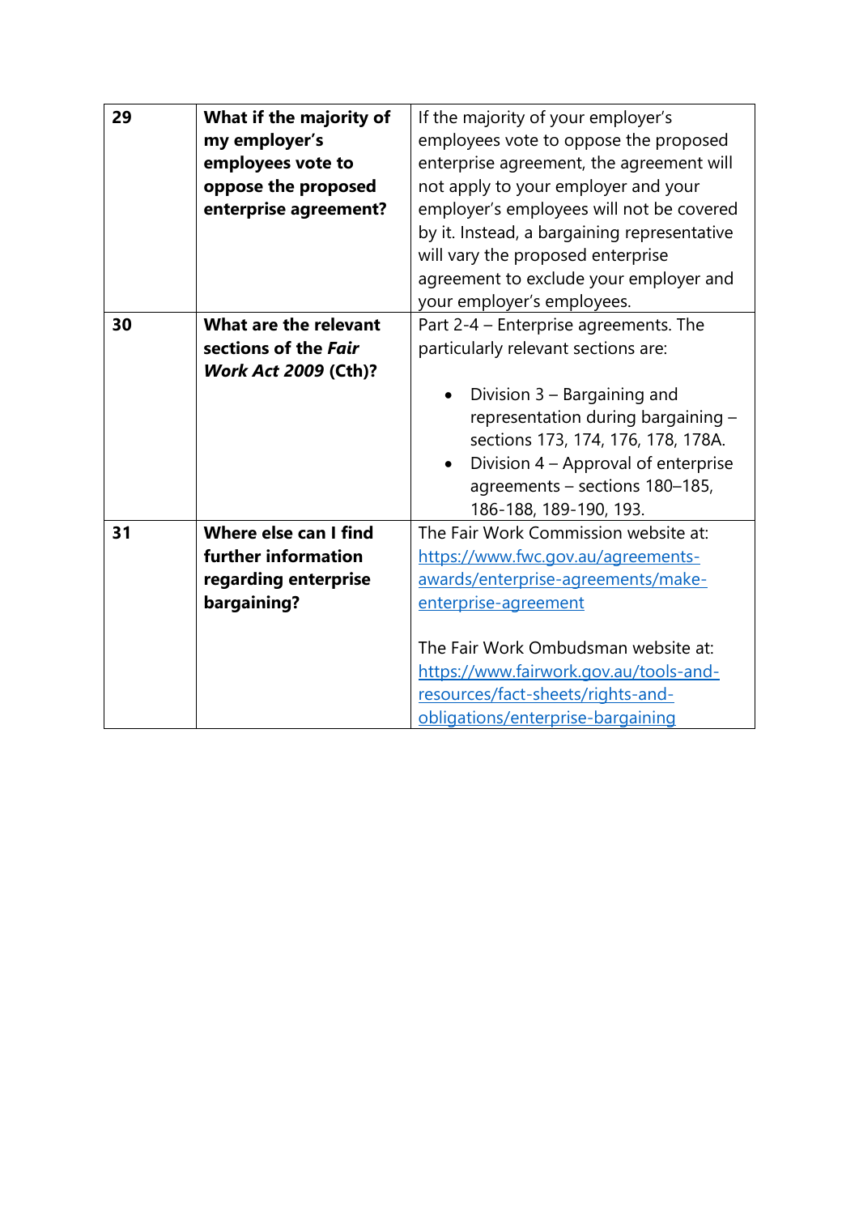| | | |
|---|---|---|
| **29** | **What if the majority of my employer's employees vote to oppose the proposed enterprise agreement?** | If the majority of your employer's employees vote to oppose the proposed enterprise agreement, the agreement will not apply to your employer and your employer's employees will not be covered by it. Instead, a bargaining representative will vary the proposed enterprise agreement to exclude your employer and your employer's employees. |
| **30** | **What are the relevant sections of the *Fair Work Act 2009* (Cth)?** | Part 2-4 – Enterprise agreements. The particularly relevant sections are:<br><br>• Division 3 – Bargaining and representation during bargaining – sections 173, 174, 176, 178, 178A.<br>• Division 4 – Approval of enterprise agreements – sections 180–185, 186-188, 189-190, 193. |
| **31** | **Where else can I find further information regarding enterprise bargaining?** | The Fair Work Commission website at: [https://www.fwc.gov.au/agreements-awards/enterprise-agreements/make-enterprise-agreement](https://www.fwc.gov.au/agreements-awards/enterprise-agreements/make-enterprise-agreement)<br><br>The Fair Work Ombudsman website at: [https://www.fairwork.gov.au/tools-and-resources/fact-sheets/rights-and-obligations/enterprise-bargaining](https://www.fairwork.gov.au/tools-and-resources/fact-sheets/rights-and-obligations/enterprise-bargaining) |